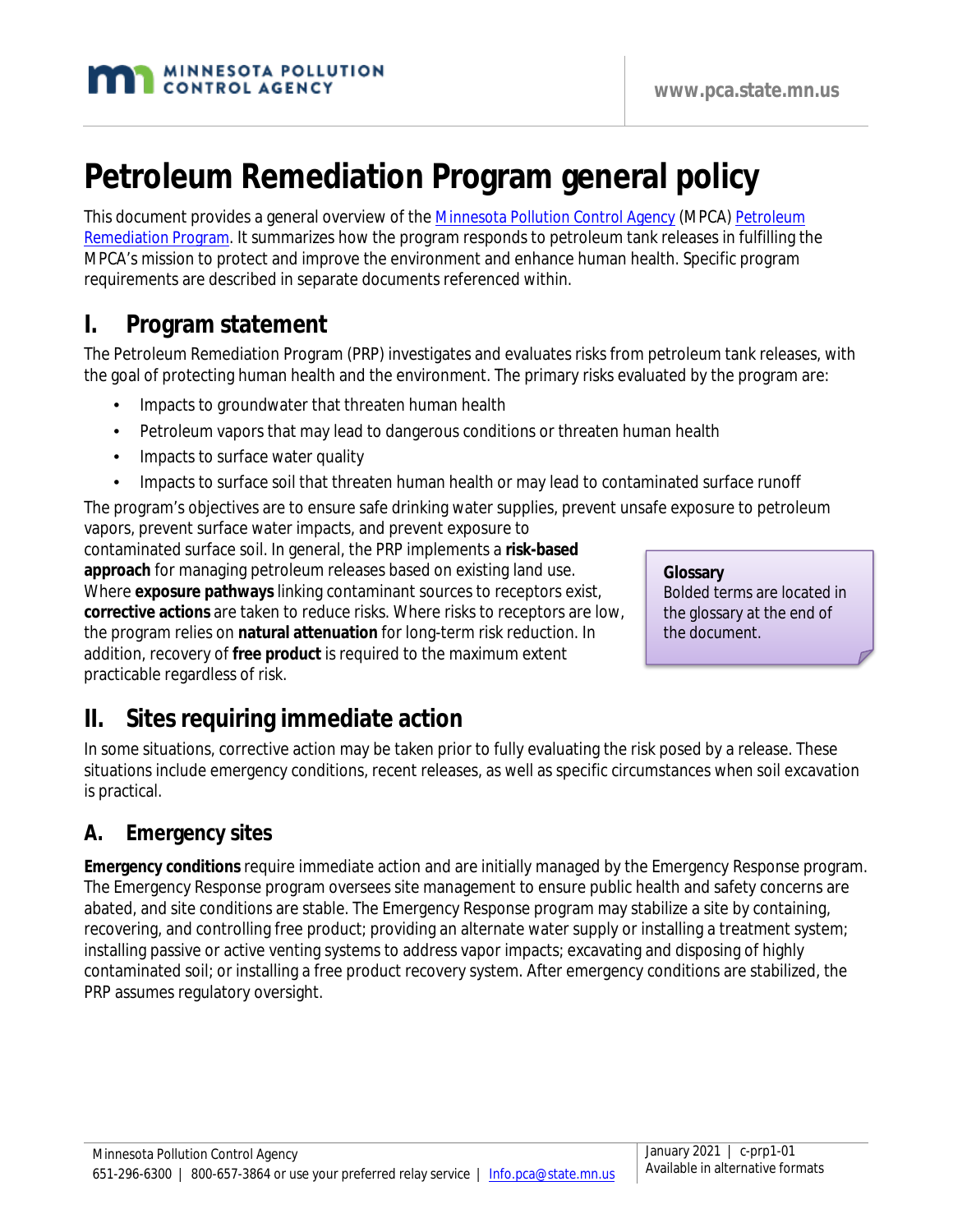# Petroleum Remediation Program general policy

This document provides a general overview of the Minnesota Pollution Control Agency (MPCA) Petroleum Remediation Program. It summarizes how the program responds to petroleum tank releases in fulfilling the MPCA's mission to protect and improve the environment and enhance human health. Specific program requirements are described in separate documents referenced within.

## I. Program statement

The Petroleum Remediation Program (PRP) investigates and evaluates risks from petroleum tank releases, with the goal of protecting human health and the environment. The primary risks evaluated by the program are:

- Impacts to groundwater that threaten human health
- Petroleum vapors that may lead to dangerous conditions or threaten human health
- Impacts to surface water quality
- Impacts to surface soil that threaten human health or may lead to contaminated surface runoff

The program's objectives are to ensure safe drinking water supplies, prevent unsafe exposure to petroleum vapors, prevent surface water impacts, and prevent exposure to contaminated surface soil. In general, the PRP implements a **risk-based approach** for managing petroleum releases based on existing land use. Where **exposure pathways** linking contaminant sources to receptors exist, **corrective actions** are taken to reduce risks. Where risks to receptors are low, the program relies on **natural attenuation** for long-term risk reduction. In addition, recovery of **free product** is required to the maximum extent practicable regardless of risk.

> **Glossary**
> Bolded terms are located in the glossary at the end of the document.

## II. Sites requiring immediate action

In some situations, corrective action may be taken prior to fully evaluating the risk posed by a release. These situations include emergency conditions, recent releases, as well as specific circumstances when soil excavation is practical.

### A. Emergency sites

**Emergency conditions** require immediate action and are initially managed by the Emergency Response program. The Emergency Response program oversees site management to ensure public health and safety concerns are abated, and site conditions are stable. The Emergency Response program may stabilize a site by containing, recovering, and controlling free product; providing an alternate water supply or installing a treatment system; installing passive or active venting systems to address vapor impacts; excavating and disposing of highly contaminated soil; or installing a free product recovery system. After emergency conditions are stabilized, the PRP assumes regulatory oversight.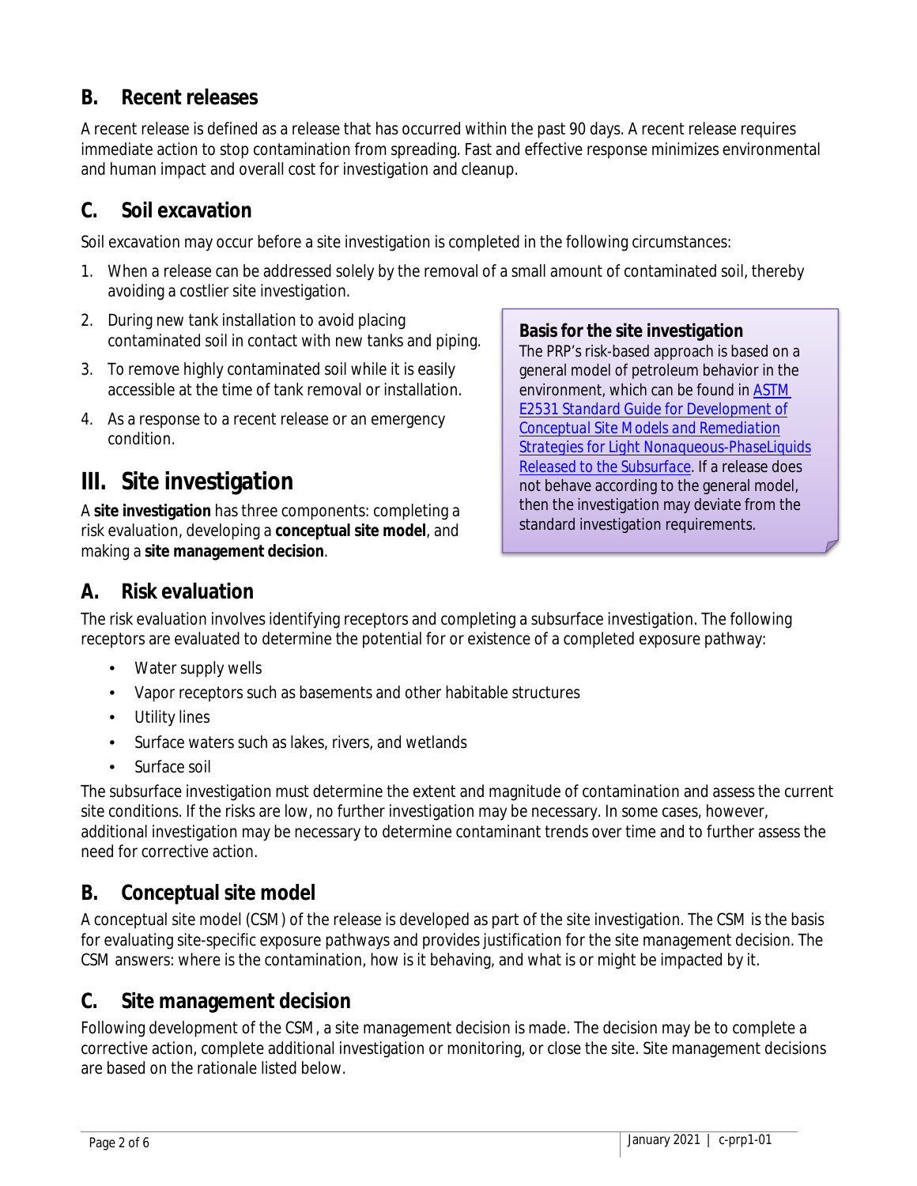## B. Recent releases

A recent release is defined as a release that has occurred within the past 90 days. A recent release requires immediate action to stop contamination from spreading. Fast and effective response minimizes environmental and human impact and overall cost for investigation and cleanup.

## C. Soil excavation

Soil excavation may occur before a site investigation is completed in the following circumstances:

1. When a release can be addressed solely by the removal of a small amount of contaminated soil, thereby avoiding a costlier site investigation.
2. During new tank installation to avoid placing contaminated soil in contact with new tanks and piping.
3. To remove highly contaminated soil while it is easily accessible at the time of tank removal or installation.
4. As a response to a recent release or an emergency condition.

# III. Site investigation

A **site investigation** has three components: completing a risk evaluation, developing a **conceptual site model**, and making a **site management decision**.

> **Basis for the site investigation**
> The PRP's risk-based approach is based on a general model of petroleum behavior in the environment, which can be found in ASTM E2531 Standard Guide for Development of Conceptual Site Models and Remediation Strategies for Light Nonaqueous-PhaseLiquids Released to the Subsurface. If a release does not behave according to the general model, then the investigation may deviate from the standard investigation requirements.

## A. Risk evaluation

The risk evaluation involves identifying receptors and completing a subsurface investigation. The following receptors are evaluated to determine the potential for or existence of a completed exposure pathway:

- Water supply wells
- Vapor receptors such as basements and other habitable structures
- Utility lines
- Surface waters such as lakes, rivers, and wetlands
- Surface soil

The subsurface investigation must determine the extent and magnitude of contamination and assess the current site conditions. If the risks are low, no further investigation may be necessary. In some cases, however, additional investigation may be necessary to determine contaminant trends over time and to further assess the need for corrective action.

## B. Conceptual site model

A conceptual site model (CSM) of the release is developed as part of the site investigation. The CSM is the basis for evaluating site-specific exposure pathways and provides justification for the site management decision. The CSM answers: where is the contamination, how is it behaving, and what is or might be impacted by it.

## C. Site management decision

Following development of the CSM, a site management decision is made. The decision may be to complete a corrective action, complete additional investigation or monitoring, or close the site. Site management decisions are based on the rationale listed below.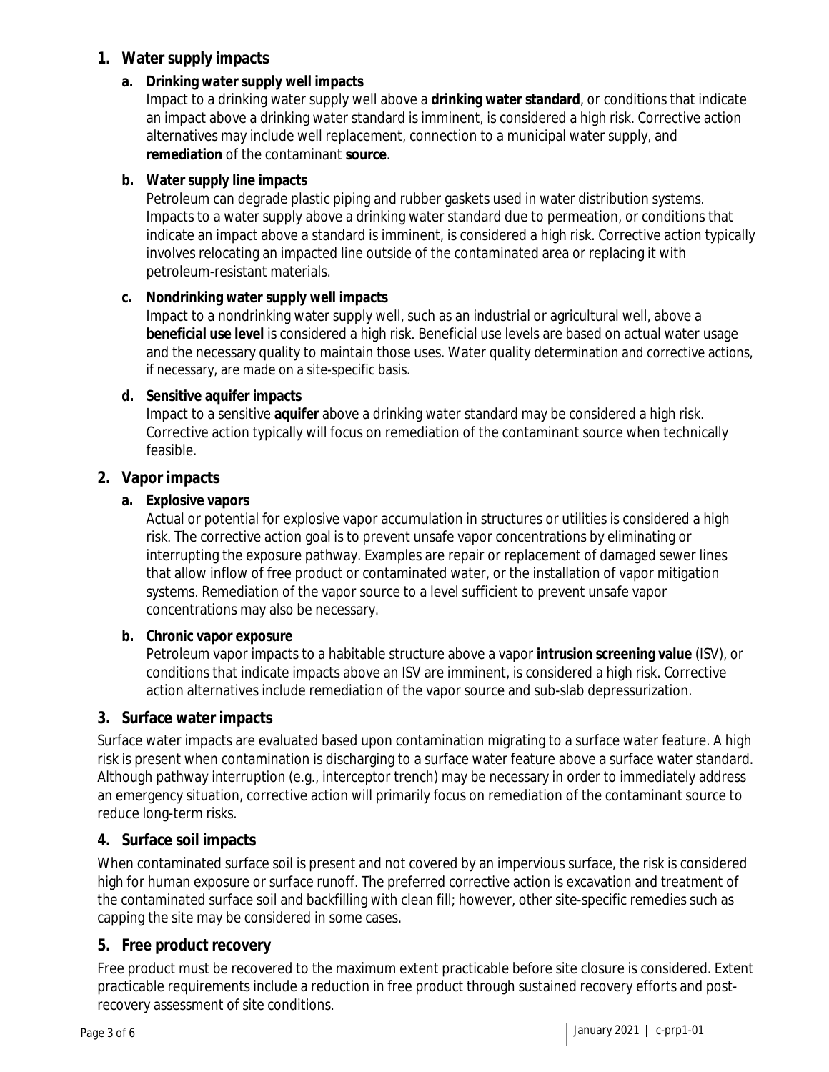## 1. Water supply impacts

### a. Drinking water supply well impacts

Impact to a drinking water supply well above a **drinking water standard**, or conditions that indicate an impact above a drinking water standard is imminent, is considered a high risk. Corrective action alternatives may include well replacement, connection to a municipal water supply, and **remediation** of the contaminant **source**.

### b. Water supply line impacts

Petroleum can degrade plastic piping and rubber gaskets used in water distribution systems. Impacts to a water supply above a drinking water standard due to permeation, or conditions that indicate an impact above a standard is imminent, is considered a high risk. Corrective action typically involves relocating an impacted line outside of the contaminated area or replacing it with petroleum-resistant materials.

### c. Nondrinking water supply well impacts

Impact to a nondrinking water supply well, such as an industrial or agricultural well, above a **beneficial use level** is considered a high risk. Beneficial use levels are based on actual water usage and the necessary quality to maintain those uses. Water quality determination and corrective actions, if necessary, are made on a site-specific basis.

### d. Sensitive aquifer impacts

Impact to a sensitive **aquifer** above a drinking water standard may be considered a high risk. Corrective action typically will focus on remediation of the contaminant source when technically feasible.

## 2. Vapor impacts

### a. Explosive vapors

Actual or potential for explosive vapor accumulation in structures or utilities is considered a high risk. The corrective action goal is to prevent unsafe vapor concentrations by eliminating or interrupting the exposure pathway. Examples are repair or replacement of damaged sewer lines that allow inflow of free product or contaminated water, or the installation of vapor mitigation systems. Remediation of the vapor source to a level sufficient to prevent unsafe vapor concentrations may also be necessary.

### b. Chronic vapor exposure

Petroleum vapor impacts to a habitable structure above a vapor **intrusion screening value** (ISV), or conditions that indicate impacts above an ISV are imminent, is considered a high risk. Corrective action alternatives include remediation of the vapor source and sub-slab depressurization.

## 3. Surface water impacts

Surface water impacts are evaluated based upon contamination migrating to a surface water feature. A high risk is present when contamination is discharging to a surface water feature above a surface water standard. Although pathway interruption (e.g., interceptor trench) may be necessary in order to immediately address an emergency situation, corrective action will primarily focus on remediation of the contaminant source to reduce long-term risks.

## 4. Surface soil impacts

When contaminated surface soil is present and not covered by an impervious surface, the risk is considered high for human exposure or surface runoff. The preferred corrective action is excavation and treatment of the contaminated surface soil and backfilling with clean fill; however, other site-specific remedies such as capping the site may be considered in some cases.

## 5. Free product recovery

Free product must be recovered to the maximum extent practicable before site closure is considered. Extent practicable requirements include a reduction in free product through sustained recovery efforts and post-recovery assessment of site conditions.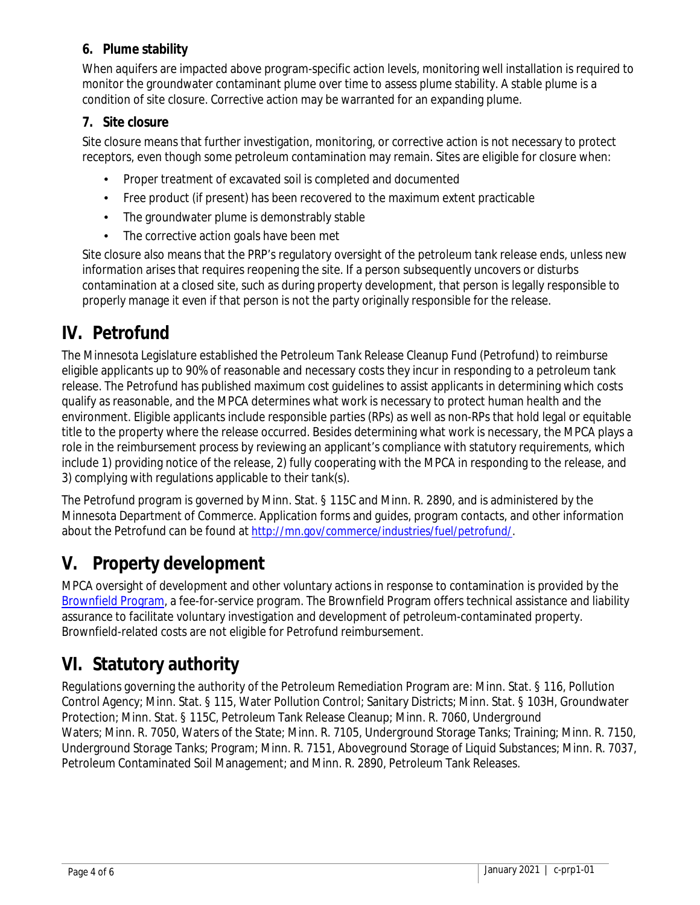### 6. Plume stability

When aquifers are impacted above program-specific action levels, monitoring well installation is required to monitor the groundwater contaminant plume over time to assess plume stability. A stable plume is a condition of site closure. Corrective action may be warranted for an expanding plume.

### 7. Site closure

Site closure means that further investigation, monitoring, or corrective action is not necessary to protect receptors, even though some petroleum contamination may remain. Sites are eligible for closure when:

- Proper treatment of excavated soil is completed and documented
- Free product (if present) has been recovered to the maximum extent practicable
- The groundwater plume is demonstrably stable
- The corrective action goals have been met

Site closure also means that the PRP's regulatory oversight of the petroleum tank release ends, unless new information arises that requires reopening the site. If a person subsequently uncovers or disturbs contamination at a closed site, such as during property development, that person is legally responsible to properly manage it even if that person is not the party originally responsible for the release.

## IV. Petrofund

The Minnesota Legislature established the Petroleum Tank Release Cleanup Fund (Petrofund) to reimburse eligible applicants up to 90% of reasonable and necessary costs they incur in responding to a petroleum tank release. The Petrofund has published maximum cost guidelines to assist applicants in determining which costs qualify as reasonable, and the MPCA determines what work is necessary to protect human health and the environment. Eligible applicants include responsible parties (RPs) as well as non-RPs that hold legal or equitable title to the property where the release occurred. Besides determining what work is necessary, the MPCA plays a role in the reimbursement process by reviewing an applicant's compliance with statutory requirements, which include 1) providing notice of the release, 2) fully cooperating with the MPCA in responding to the release, and 3) complying with regulations applicable to their tank(s).

The Petrofund program is governed by Minn. Stat. § 115C and Minn. R. 2890, and is administered by the Minnesota Department of Commerce. Application forms and guides, program contacts, and other information about the Petrofund can be found at http://mn.gov/commerce/industries/fuel/petrofund/.

## V. Property development

MPCA oversight of development and other voluntary actions in response to contamination is provided by the Brownfield Program, a fee-for-service program. The Brownfield Program offers technical assistance and liability assurance to facilitate voluntary investigation and development of petroleum-contaminated property. Brownfield-related costs are not eligible for Petrofund reimbursement.

## VI. Statutory authority

Regulations governing the authority of the Petroleum Remediation Program are: Minn. Stat. § 116, Pollution Control Agency; Minn. Stat. § 115, Water Pollution Control; Sanitary Districts; Minn. Stat. § 103H, Groundwater Protection; Minn. Stat. § 115C, Petroleum Tank Release Cleanup; Minn. R. 7060, Underground Waters; Minn. R. 7050, Waters of the State; Minn. R. 7105, Underground Storage Tanks; Training; Minn. R. 7150, Underground Storage Tanks; Program; Minn. R. 7151, Aboveground Storage of Liquid Substances; Minn. R. 7037, Petroleum Contaminated Soil Management; and Minn. R. 2890, Petroleum Tank Releases.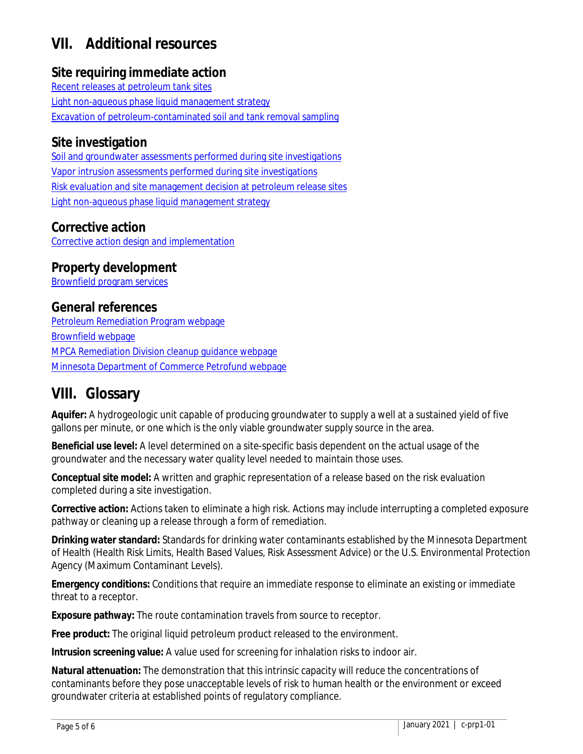## VII. Additional resources

### Site requiring immediate action

Recent releases at petroleum tank sites
Light non-aqueous phase liquid management strategy
Excavation of petroleum-contaminated soil and tank removal sampling

### Site investigation

Soil and groundwater assessments performed during site investigations
Vapor intrusion assessments performed during site investigations
Risk evaluation and site management decision at petroleum release sites
Light non-aqueous phase liquid management strategy

### Corrective action

Corrective action design and implementation

### Property development

Brownfield program services

### General references

Petroleum Remediation Program webpage
Brownfield webpage
MPCA Remediation Division cleanup guidance webpage
Minnesota Department of Commerce Petrofund webpage

## VIII. Glossary

**Aquifer:** A hydrogeologic unit capable of producing groundwater to supply a well at a sustained yield of five gallons per minute, or one which is the only viable groundwater supply source in the area.

**Beneficial use level:** A level determined on a site-specific basis dependent on the actual usage of the groundwater and the necessary water quality level needed to maintain those uses.

**Conceptual site model:** A written and graphic representation of a release based on the risk evaluation completed during a site investigation.

**Corrective action:** Actions taken to eliminate a high risk. Actions may include interrupting a completed exposure pathway or cleaning up a release through a form of remediation.

**Drinking water standard:** Standards for drinking water contaminants established by the Minnesota Department of Health (Health Risk Limits, Health Based Values, Risk Assessment Advice) or the U.S. Environmental Protection Agency (Maximum Contaminant Levels).

**Emergency conditions:** Conditions that require an immediate response to eliminate an existing or immediate threat to a receptor.

**Exposure pathway:** The route contamination travels from source to receptor.

**Free product:** The original liquid petroleum product released to the environment.

**Intrusion screening value:** A value used for screening for inhalation risks to indoor air.

**Natural attenuation:** The demonstration that this intrinsic capacity will reduce the concentrations of contaminants before they pose unacceptable levels of risk to human health or the environment or exceed groundwater criteria at established points of regulatory compliance.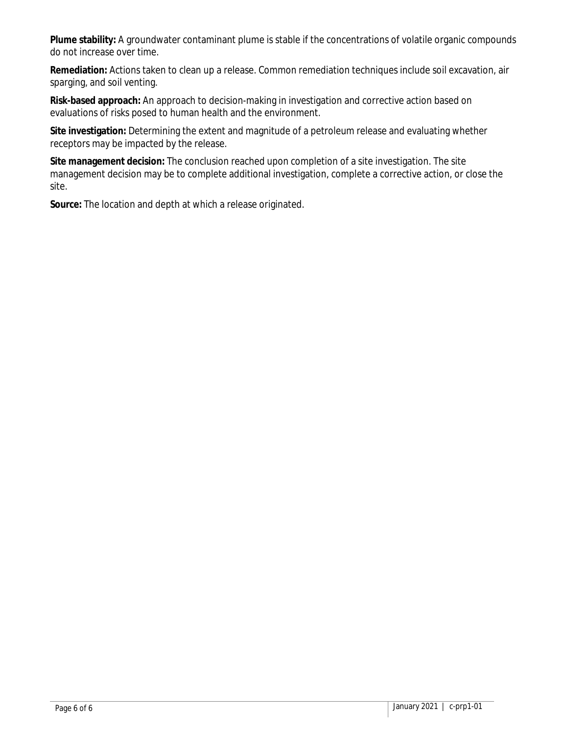**Plume stability:** A groundwater contaminant plume is stable if the concentrations of volatile organic compounds do not increase over time.

**Remediation:** Actions taken to clean up a release. Common remediation techniques include soil excavation, air sparging, and soil venting.

**Risk-based approach:** An approach to decision-making in investigation and corrective action based on evaluations of risks posed to human health and the environment.

**Site investigation:** Determining the extent and magnitude of a petroleum release and evaluating whether receptors may be impacted by the release.

**Site management decision:** The conclusion reached upon completion of a site investigation. The site management decision may be to complete additional investigation, complete a corrective action, or close the site.

**Source:** The location and depth at which a release originated.